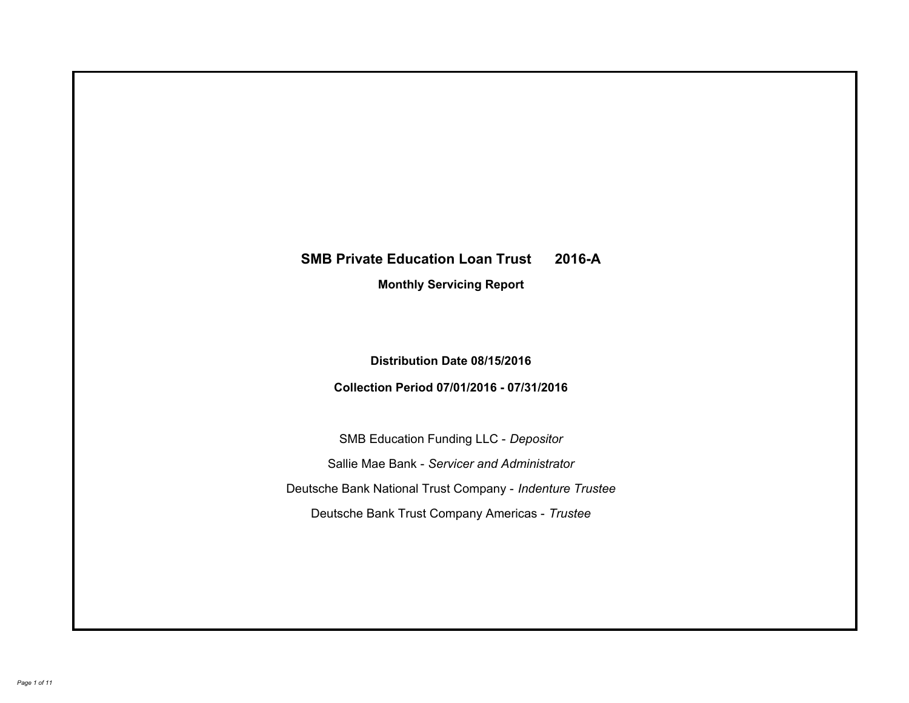# SMB Private Education Loan Trust 2016-A

## Monthly Servicing Report

**Distribution Date 08/15/2016**

**Collection Period 07/01/2016 - 07/31/2016**

SMB Education Funding LLC - *Depositor*

Sallie Mae Bank - *Servicer and Administrator*

Deutsche Bank National Trust Company - *Indenture Trustee*

Deutsche Bank Trust Company Americas - *Trustee*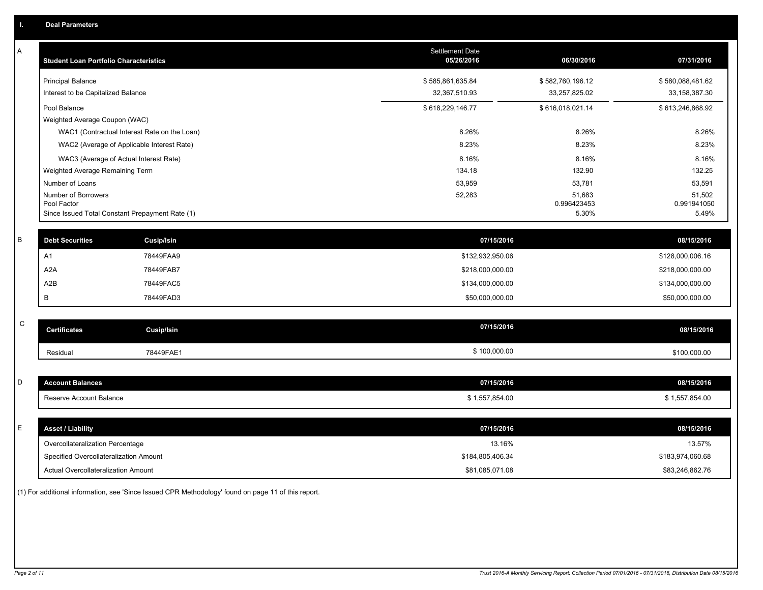## I. Deal Parameters

### A

| Student Loan Portfolio Characteristics | Settlement Date 05/26/2016 | 06/30/2016 | 07/31/2016 |
|---|---|---|---|
| Principal Balance | $ 585,861,635.84 | $ 582,760,196.12 | $ 580,088,481.62 |
| Interest to be Capitalized Balance | 32,367,510.93 | 33,257,825.02 | 33,158,387.30 |
| Pool Balance | $ 618,229,146.77 | $ 616,018,021.14 | $ 613,246,868.92 |
| Weighted Average Coupon (WAC) | | | |
| WAC1 (Contractual Interest Rate on the Loan) | 8.26% | 8.26% | 8.26% |
| WAC2 (Average of Applicable Interest Rate) | 8.23% | 8.23% | 8.23% |
| WAC3 (Average of Actual Interest Rate) | 8.16% | 8.16% | 8.16% |
| Weighted Average Remaining Term | 134.18 | 132.90 | 132.25 |
| Number of Loans | 53,959 | 53,781 | 53,591 |
| Number of Borrowers | 52,283 | 51,683 | 51,502 |
| Pool Factor | | 0.996423453 | 0.991941050 |
| Since Issued Total Constant Prepayment Rate (1) | | 5.30% | 5.49% |

### B

| Debt Securities | Cusip/Isin | 07/15/2016 | 08/15/2016 |
|---|---|---|---|
| A1 | 78449FAA9 | $132,932,950.06 | $128,000,006.16 |
| A2A | 78449FAB7 | $218,000,000.00 | $218,000,000.00 |
| A2B | 78449FAC5 | $134,000,000.00 | $134,000,000.00 |
| B | 78449FAD3 | $50,000,000.00 | $50,000,000.00 |

### C

| Certificates | Cusip/Isin | 07/15/2016 | 08/15/2016 |
|---|---|---|---|
| Residual | 78449FAE1 | $ 100,000.00 | $100,000.00 |

### D

| Account Balances | 07/15/2016 | 08/15/2016 |
|---|---|---|
| Reserve Account Balance | $ 1,557,854.00 | $ 1,557,854.00 |

### E

| Asset / Liability | 07/15/2016 | 08/15/2016 |
|---|---|---|
| Overcollateralization Percentage | 13.16% | 13.57% |
| Specified Overcollateralization Amount | $184,805,406.34 | $183,974,060.68 |
| Actual Overcollateralization Amount | $81,085,071.08 | $83,246,862.76 |

(1) For additional information, see 'Since Issued CPR Methodology' found on page 11 of this report.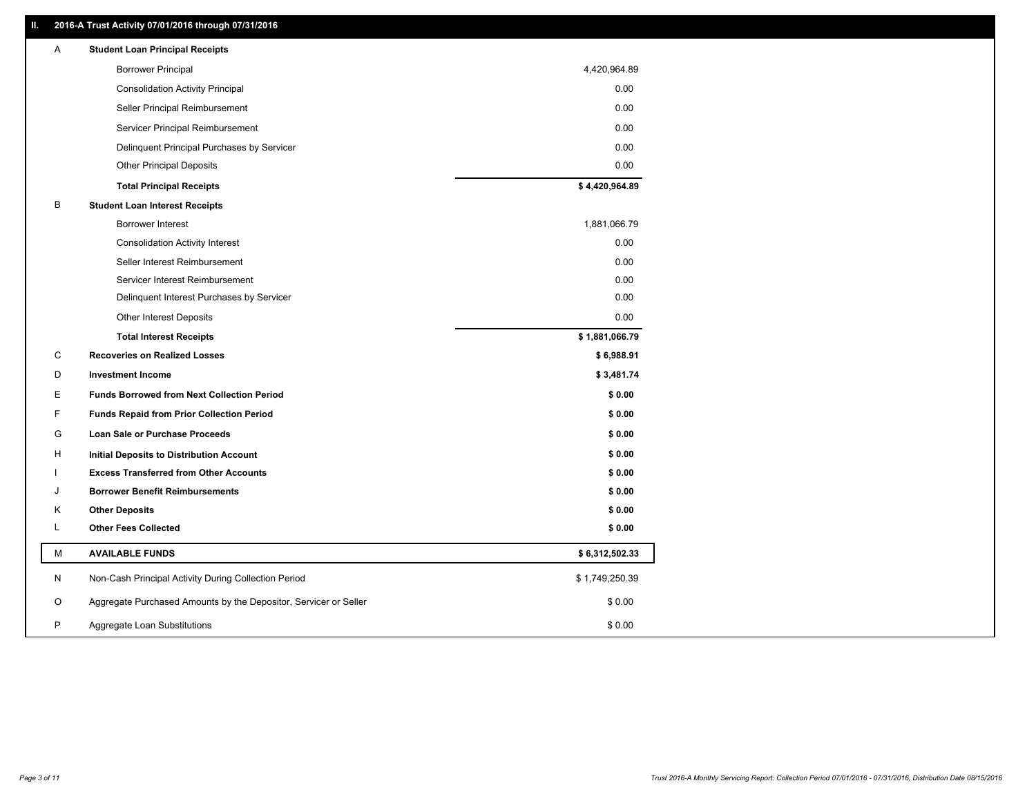## II. 2016-A Trust Activity 07/01/2016 through 07/31/2016

| | | |
|---|---|---|
| A | **Student Loan Principal Receipts** | |
| | Borrower Principal | 4,420,964.89 |
| | Consolidation Activity Principal | 0.00 |
| | Seller Principal Reimbursement | 0.00 |
| | Servicer Principal Reimbursement | 0.00 |
| | Delinquent Principal Purchases by Servicer | 0.00 |
| | Other Principal Deposits | 0.00 |
| | **Total Principal Receipts** | **$ 4,420,964.89** |
| B | **Student Loan Interest Receipts** | |
| | Borrower Interest | 1,881,066.79 |
| | Consolidation Activity Interest | 0.00 |
| | Seller Interest Reimbursement | 0.00 |
| | Servicer Interest Reimbursement | 0.00 |
| | Delinquent Interest Purchases by Servicer | 0.00 |
| | Other Interest Deposits | 0.00 |
| | **Total Interest Receipts** | **$ 1,881,066.79** |
| C | **Recoveries on Realized Losses** | **$ 6,988.91** |
| D | **Investment Income** | **$ 3,481.74** |
| E | **Funds Borrowed from Next Collection Period** | **$ 0.00** |
| F | **Funds Repaid from Prior Collection Period** | **$ 0.00** |
| G | **Loan Sale or Purchase Proceeds** | **$ 0.00** |
| H | **Initial Deposits to Distribution Account** | **$ 0.00** |
| I | **Excess Transferred from Other Accounts** | **$ 0.00** |
| J | **Borrower Benefit Reimbursements** | **$ 0.00** |
| K | **Other Deposits** | **$ 0.00** |
| L | **Other Fees Collected** | **$ 0.00** |
| M | **AVAILABLE FUNDS** | **$ 6,312,502.33** |
| N | Non-Cash Principal Activity During Collection Period | $ 1,749,250.39 |
| O | Aggregate Purchased Amounts by the Depositor, Servicer or Seller | $ 0.00 |
| P | Aggregate Loan Substitutions | $ 0.00 |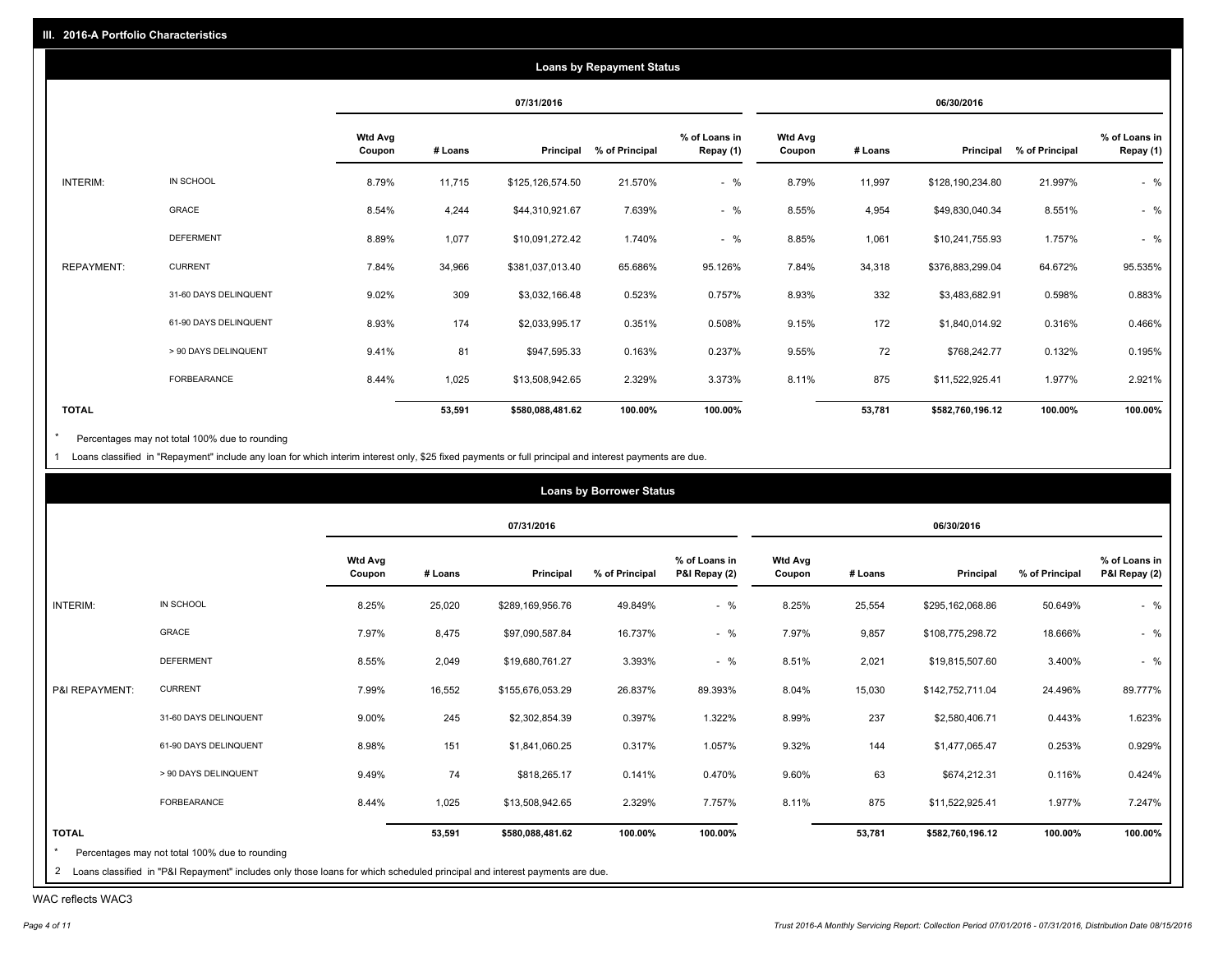## III. 2016-A Portfolio Characteristics

### Loans by Repayment Status

| | | 07/31/2016 | | | | | 06/30/2016 | | | | |
|---|---|---|---|---|---|---|---|---|---|---|---|
| | | Wtd Avg Coupon | # Loans | Principal | % of Principal | % of Loans in Repay (1) | Wtd Avg Coupon | # Loans | Principal | % of Principal | % of Loans in Repay (1) |
| INTERIM: | IN SCHOOL | 8.79% | 11,715 | $125,126,574.50 | 21.570% | - % | 8.79% | 11,997 | $128,190,234.80 | 21.997% | - % |
| | GRACE | 8.54% | 4,244 | $44,310,921.67 | 7.639% | - % | 8.55% | 4,954 | $49,830,040.34 | 8.551% | - % |
| | DEFERMENT | 8.89% | 1,077 | $10,091,272.42 | 1.740% | - % | 8.85% | 1,061 | $10,241,755.93 | 1.757% | - % |
| REPAYMENT: | CURRENT | 7.84% | 34,966 | $381,037,013.40 | 65.686% | 95.126% | 7.84% | 34,318 | $376,883,299.04 | 64.672% | 95.535% |
| | 31-60 DAYS DELINQUENT | 9.02% | 309 | $3,032,166.48 | 0.523% | 0.757% | 8.93% | 332 | $3,483,682.91 | 0.598% | 0.883% |
| | 61-90 DAYS DELINQUENT | 8.93% | 174 | $2,033,995.17 | 0.351% | 0.508% | 9.15% | 172 | $1,840,014.92 | 0.316% | 0.466% |
| | > 90 DAYS DELINQUENT | 9.41% | 81 | $947,595.33 | 0.163% | 0.237% | 9.55% | 72 | $768,242.77 | 0.132% | 0.195% |
| | FORBEARANCE | 8.44% | 1,025 | $13,508,942.65 | 2.329% | 3.373% | 8.11% | 875 | $11,522,925.41 | 1.977% | 2.921% |
| **TOTAL** | | | **53,591** | **$580,088,481.62** | **100.00%** | **100.00%** | | **53,781** | **$582,760,196.12** | **100.00%** | **100.00%** |

\* Percentages may not total 100% due to rounding

1 Loans classified in "Repayment" include any loan for which interim interest only, $25 fixed payments or full principal and interest payments are due.

### Loans by Borrower Status

| | | 07/31/2016 | | | | | 06/30/2016 | | | | |
|---|---|---|---|---|---|---|---|---|---|---|---|
| | | Wtd Avg Coupon | # Loans | Principal | % of Principal | % of Loans in P&I Repay (2) | Wtd Avg Coupon | # Loans | Principal | % of Principal | % of Loans in P&I Repay (2) |
| INTERIM: | IN SCHOOL | 8.25% | 25,020 | $289,169,956.76 | 49.849% | - % | 8.25% | 25,554 | $295,162,068.86 | 50.649% | - % |
| | GRACE | 7.97% | 8,475 | $97,090,587.84 | 16.737% | - % | 7.97% | 9,857 | $108,775,298.72 | 18.666% | - % |
| | DEFERMENT | 8.55% | 2,049 | $19,680,761.27 | 3.393% | - % | 8.51% | 2,021 | $19,815,507.60 | 3.400% | - % |
| P&I REPAYMENT: | CURRENT | 7.99% | 16,552 | $155,676,053.29 | 26.837% | 89.393% | 8.04% | 15,030 | $142,752,711.04 | 24.496% | 89.777% |
| | 31-60 DAYS DELINQUENT | 9.00% | 245 | $2,302,854.39 | 0.397% | 1.322% | 8.99% | 237 | $2,580,406.71 | 0.443% | 1.623% |
| | 61-90 DAYS DELINQUENT | 8.98% | 151 | $1,841,060.25 | 0.317% | 1.057% | 9.32% | 144 | $1,477,065.47 | 0.253% | 0.929% |
| | > 90 DAYS DELINQUENT | 9.49% | 74 | $818,265.17 | 0.141% | 0.470% | 9.60% | 63 | $674,212.31 | 0.116% | 0.424% |
| | FORBEARANCE | 8.44% | 1,025 | $13,508,942.65 | 2.329% | 7.757% | 8.11% | 875 | $11,522,925.41 | 1.977% | 7.247% |
| **TOTAL** | | | **53,591** | **$580,088,481.62** | **100.00%** | **100.00%** | | **53,781** | **$582,760,196.12** | **100.00%** | **100.00%** |

\* Percentages may not total 100% due to rounding

2 Loans classified in "P&I Repayment" includes only those loans for which scheduled principal and interest payments are due.

WAC reflects WAC3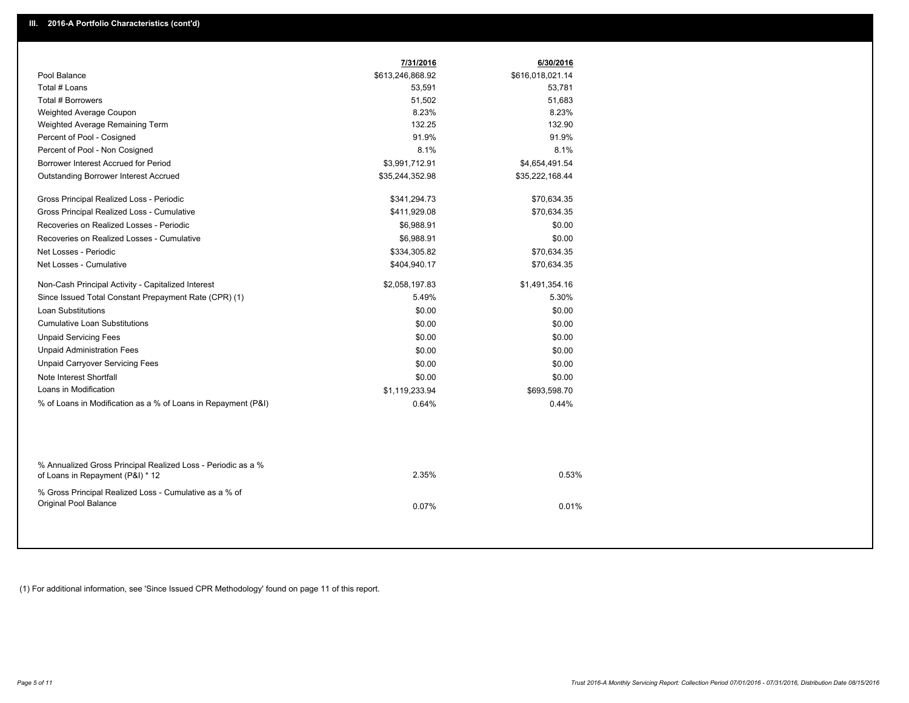## III. 2016-A Portfolio Characteristics (cont'd)

| | 7/31/2016 | 6/30/2016 |
|---|---|---|
| Pool Balance | $613,246,868.92 | $616,018,021.14 |
| Total # Loans | 53,591 | 53,781 |
| Total # Borrowers | 51,502 | 51,683 |
| Weighted Average Coupon | 8.23% | 8.23% |
| Weighted Average Remaining Term | 132.25 | 132.90 |
| Percent of Pool - Cosigned | 91.9% | 91.9% |
| Percent of Pool - Non Cosigned | 8.1% | 8.1% |
| Borrower Interest Accrued for Period | $3,991,712.91 | $4,654,491.54 |
| Outstanding Borrower Interest Accrued | $35,244,352.98 | $35,222,168.44 |
| Gross Principal Realized Loss - Periodic | $341,294.73 | $70,634.35 |
| Gross Principal Realized Loss - Cumulative | $411,929.08 | $70,634.35 |
| Recoveries on Realized Losses - Periodic | $6,988.91 | $0.00 |
| Recoveries on Realized Losses - Cumulative | $6,988.91 | $0.00 |
| Net Losses - Periodic | $334,305.82 | $70,634.35 |
| Net Losses - Cumulative | $404,940.17 | $70,634.35 |
| Non-Cash Principal Activity - Capitalized Interest | $2,058,197.83 | $1,491,354.16 |
| Since Issued Total Constant Prepayment Rate (CPR) (1) | 5.49% | 5.30% |
| Loan Substitutions | $0.00 | $0.00 |
| Cumulative Loan Substitutions | $0.00 | $0.00 |
| Unpaid Servicing Fees | $0.00 | $0.00 |
| Unpaid Administration Fees | $0.00 | $0.00 |
| Unpaid Carryover Servicing Fees | $0.00 | $0.00 |
| Note Interest Shortfall | $0.00 | $0.00 |
| Loans in Modification | $1,119,233.94 | $693,598.70 |
| % of Loans in Modification as a % of Loans in Repayment (P&I) | 0.64% | 0.44% |
| % Annualized Gross Principal Realized Loss - Periodic as a % of Loans in Repayment (P&I) * 12 | 2.35% | 0.53% |
| % Gross Principal Realized Loss - Cumulative as a % of Original Pool Balance | 0.07% | 0.01% |

(1) For additional information, see 'Since Issued CPR Methodology' found on page 11 of this report.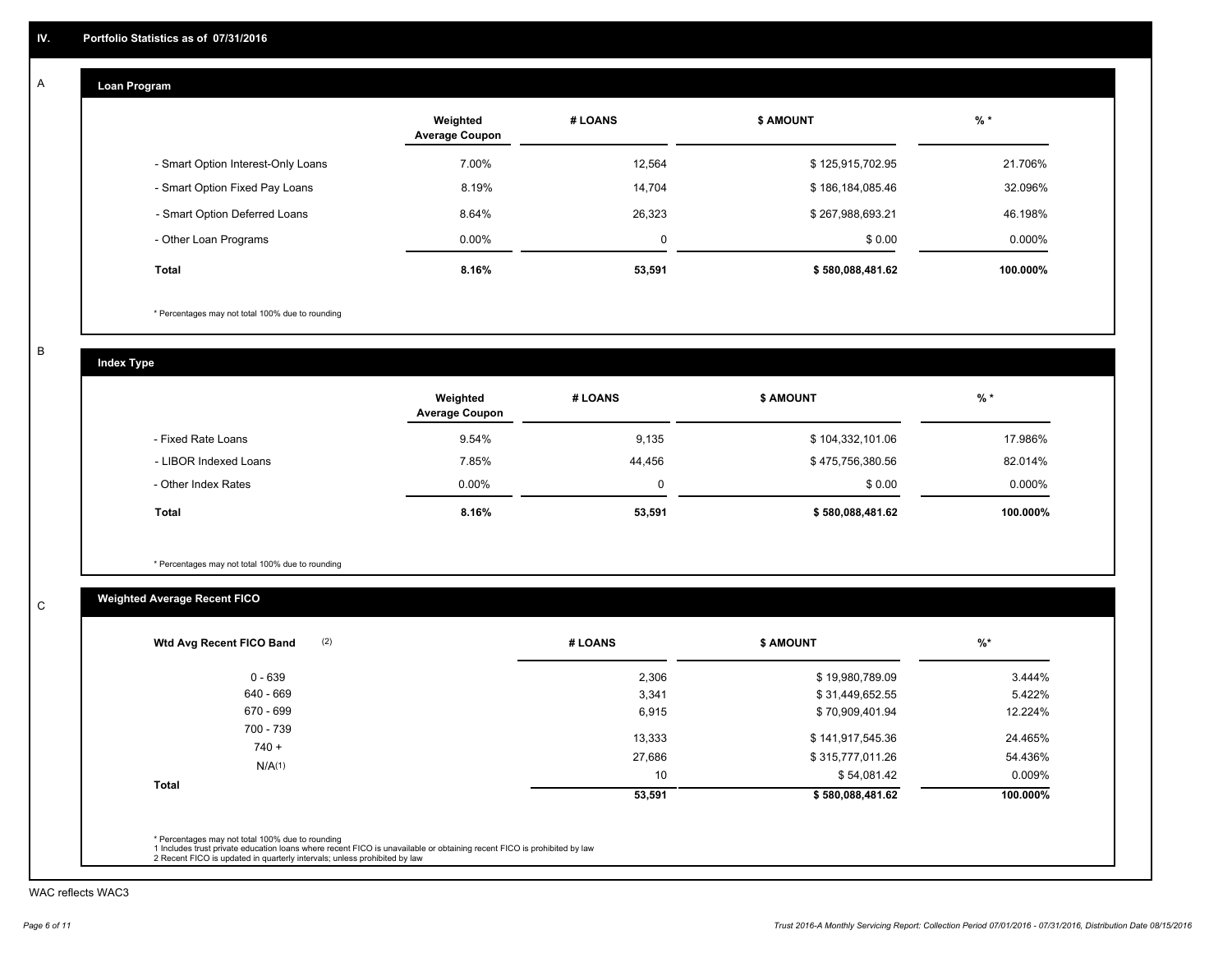# IV. Portfolio Statistics as of 07/31/2016

## A Loan Program

| | Weighted Average Coupon | # LOANS | $ AMOUNT | % * |
|---|---|---|---|---|
| - Smart Option Interest-Only Loans | 7.00% | 12,564 | $ 125,915,702.95 | 21.706% |
| - Smart Option Fixed Pay Loans | 8.19% | 14,704 | $ 186,184,085.46 | 32.096% |
| - Smart Option Deferred Loans | 8.64% | 26,323 | $ 267,988,693.21 | 46.198% |
| - Other Loan Programs | 0.00% | 0 | $ 0.00 | 0.000% |
| **Total** | **8.16%** | **53,591** | **$ 580,088,481.62** | **100.000%** |

* Percentages may not total 100% due to rounding

## B Index Type

| | Weighted Average Coupon | # LOANS | $ AMOUNT | % * |
|---|---|---|---|---|
| - Fixed Rate Loans | 9.54% | 9,135 | $ 104,332,101.06 | 17.986% |
| - LIBOR Indexed Loans | 7.85% | 44,456 | $ 475,756,380.56 | 82.014% |
| - Other Index Rates | 0.00% | 0 | $ 0.00 | 0.000% |
| **Total** | **8.16%** | **53,591** | **$ 580,088,481.62** | **100.000%** |

* Percentages may not total 100% due to rounding

## C Weighted Average Recent FICO

| Wtd Avg Recent FICO Band (2) | # LOANS | $ AMOUNT | %* |
|---|---|---|---|
| 0 - 639 | 2,306 | $ 19,980,789.09 | 3.444% |
| 640 - 669 | 3,341 | $ 31,449,652.55 | 5.422% |
| 670 - 699 | 6,915 | $ 70,909,401.94 | 12.224% |
| 700 - 739 | 13,333 | $ 141,917,545.36 | 24.465% |
| 740 + | 27,686 | $ 315,777,011.26 | 54.436% |
| N/A(1) | 10 | $ 54,081.42 | 0.009% |
| **Total** | **53,591** | **$ 580,088,481.62** | **100.000%** |

* Percentages may not total 100% due to rounding
1 Includes trust private education loans where recent FICO is unavailable or obtaining recent FICO is prohibited by law
2 Recent FICO is updated in quarterly intervals; unless prohibited by law

WAC reflects WAC3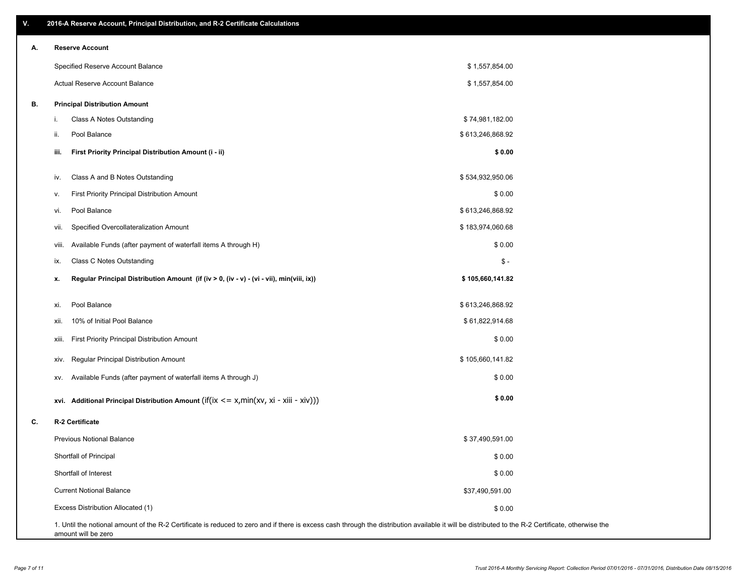## V. 2016-A Reserve Account, Principal Distribution, and R-2 Certificate Calculations

### A. Reserve Account

| | |
|---|---|
| Specified Reserve Account Balance | $ 1,557,854.00 |
| Actual Reserve Account Balance | $ 1,557,854.00 |

### B. Principal Distribution Amount

| | | |
|---|---|---|
| i. | Class A Notes Outstanding | $ 74,981,182.00 |
| ii. | Pool Balance | $ 613,246,868.92 |
| **iii.** | **First Priority Principal Distribution Amount (i - ii)** | **$ 0.00** |
| iv. | Class A and B Notes Outstanding | $ 534,932,950.06 |
| v. | First Priority Principal Distribution Amount | $ 0.00 |
| vi. | Pool Balance | $ 613,246,868.92 |
| vii. | Specified Overcollateralization Amount | $ 183,974,060.68 |
| viii. | Available Funds (after payment of waterfall items A through H) | $ 0.00 |
| ix. | Class C Notes Outstanding | $ - |
| **x.** | **Regular Principal Distribution Amount (if (iv > 0, (iv - v) - (vi - vii), min(viii, ix))** | **$ 105,660,141.82** |
| xi. | Pool Balance | $ 613,246,868.92 |
| xii. | 10% of Initial Pool Balance | $ 61,822,914.68 |
| xiii. | First Priority Principal Distribution Amount | $ 0.00 |
| xiv. | Regular Principal Distribution Amount | $ 105,660,141.82 |
| xv. | Available Funds (after payment of waterfall items A through J) | $ 0.00 |
| **xvi.** | **Additional Principal Distribution Amount** (if(ix <= x,min(xv, xi - xiii - xiv))) | **$ 0.00** |

### C. R-2 Certificate

| | |
|---|---|
| Previous Notional Balance | $ 37,490,591.00 |
| Shortfall of Principal | $ 0.00 |
| Shortfall of Interest | $ 0.00 |
| Current Notional Balance | $37,490,591.00 |
| Excess Distribution Allocated (1) | $ 0.00 |

1. Until the notional amount of the R-2 Certificate is reduced to zero and if there is excess cash through the distribution available it will be distributed to the R-2 Certificate, otherwise the amount will be zero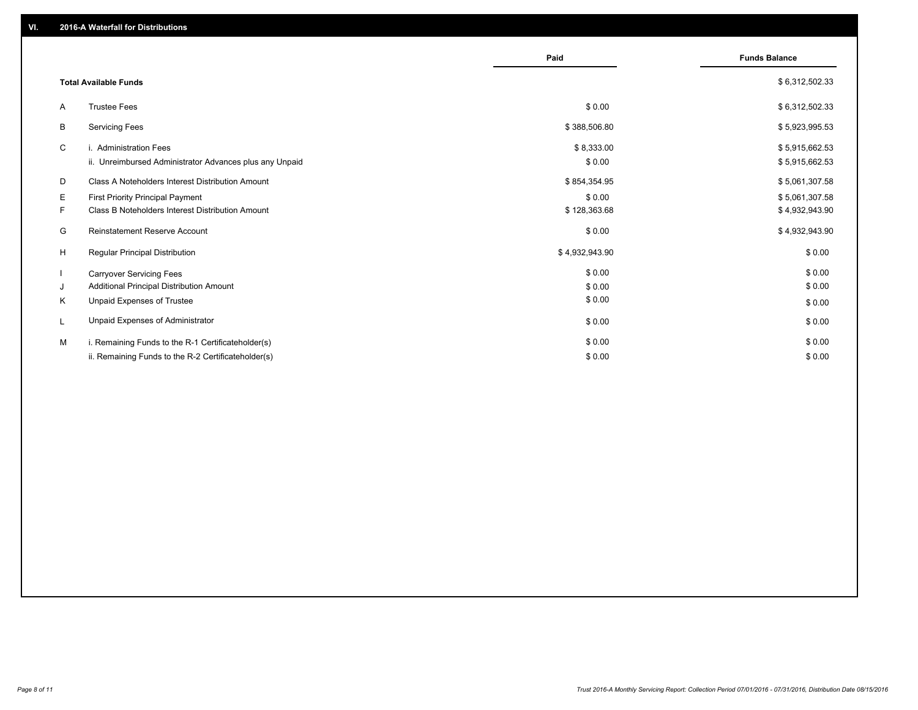## VI. 2016-A Waterfall for Distributions

| | | Paid | Funds Balance |
|---|---|---|---|
| | **Total Available Funds** | | $ 6,312,502.33 |
| A | Trustee Fees | $ 0.00 | $ 6,312,502.33 |
| B | Servicing Fees | $ 388,506.80 | $ 5,923,995.53 |
| C | i. Administration Fees | $ 8,333.00 | $ 5,915,662.53 |
| | ii. Unreimbursed Administrator Advances plus any Unpaid | $ 0.00 | $ 5,915,662.53 |
| D | Class A Noteholders Interest Distribution Amount | $ 854,354.95 | $ 5,061,307.58 |
| E | First Priority Principal Payment | $ 0.00 | $ 5,061,307.58 |
| F | Class B Noteholders Interest Distribution Amount | $ 128,363.68 | $ 4,932,943.90 |
| G | Reinstatement Reserve Account | $ 0.00 | $ 4,932,943.90 |
| H | Regular Principal Distribution | $ 4,932,943.90 | $ 0.00 |
| I | Carryover Servicing Fees | $ 0.00 | $ 0.00 |
| J | Additional Principal Distribution Amount | $ 0.00 | $ 0.00 |
| K | Unpaid Expenses of Trustee | $ 0.00 | $ 0.00 |
| L | Unpaid Expenses of Administrator | $ 0.00 | $ 0.00 |
| M | i. Remaining Funds to the R-1 Certificateholder(s) | $ 0.00 | $ 0.00 |
| | ii. Remaining Funds to the R-2 Certificateholder(s) | $ 0.00 | $ 0.00 |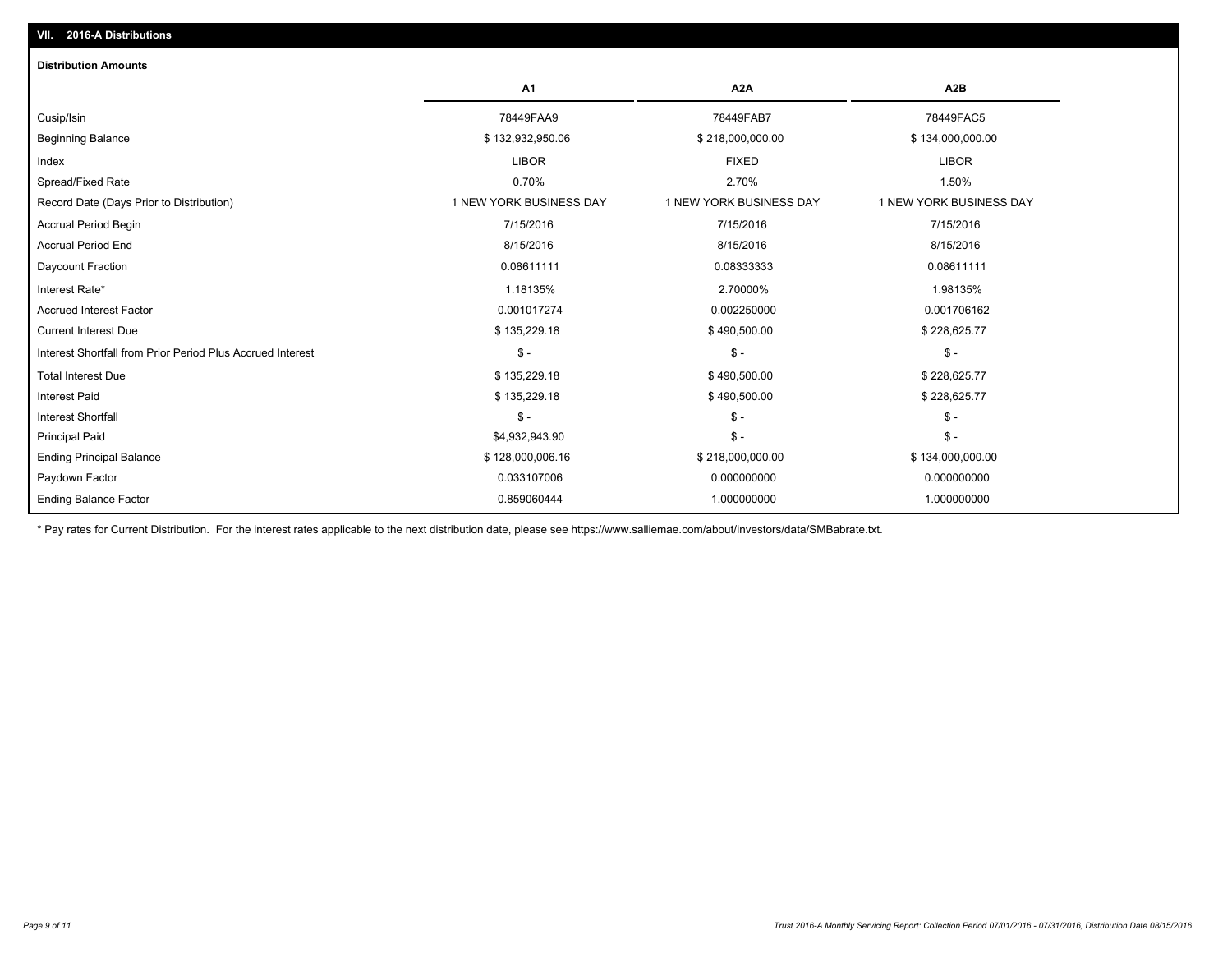## VII. 2016-A Distributions

### Distribution Amounts

| | A1 | A2A | A2B |
|---|---|---|---|
| Cusip/Isin | 78449FAA9 | 78449FAB7 | 78449FAC5 |
| Beginning Balance | $ 132,932,950.06 | $ 218,000,000.00 | $ 134,000,000.00 |
| Index | LIBOR | FIXED | LIBOR |
| Spread/Fixed Rate | 0.70% | 2.70% | 1.50% |
| Record Date (Days Prior to Distribution) | 1 NEW YORK BUSINESS DAY | 1 NEW YORK BUSINESS DAY | 1 NEW YORK BUSINESS DAY |
| Accrual Period Begin | 7/15/2016 | 7/15/2016 | 7/15/2016 |
| Accrual Period End | 8/15/2016 | 8/15/2016 | 8/15/2016 |
| Daycount Fraction | 0.08611111 | 0.08333333 | 0.08611111 |
| Interest Rate* | 1.18135% | 2.70000% | 1.98135% |
| Accrued Interest Factor | 0.001017274 | 0.002250000 | 0.001706162 |
| Current Interest Due | $ 135,229.18 | $ 490,500.00 | $ 228,625.77 |
| Interest Shortfall from Prior Period Plus Accrued Interest | $ - | $ - | $ - |
| Total Interest Due | $ 135,229.18 | $ 490,500.00 | $ 228,625.77 |
| Interest Paid | $ 135,229.18 | $ 490,500.00 | $ 228,625.77 |
| Interest Shortfall | $ - | $ - | $ - |
| Principal Paid | $4,932,943.90 | $ - | $ - |
| Ending Principal Balance | $ 128,000,006.16 | $ 218,000,000.00 | $ 134,000,000.00 |
| Paydown Factor | 0.033107006 | 0.000000000 | 0.000000000 |
| Ending Balance Factor | 0.859060444 | 1.000000000 | 1.000000000 |

* Pay rates for Current Distribution. For the interest rates applicable to the next distribution date, please see https://www.salliemae.com/about/investors/data/SMBabrate.txt.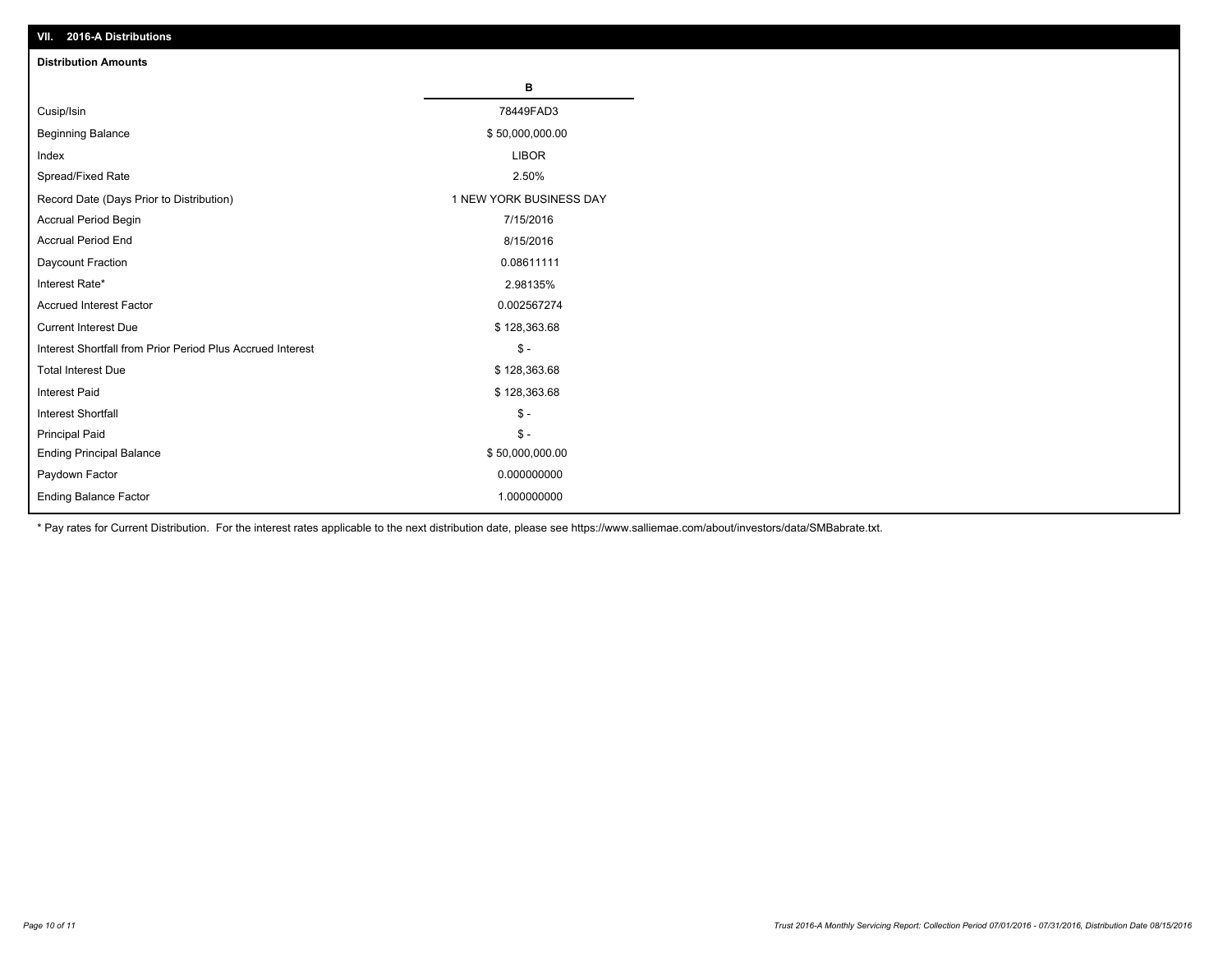## VII. 2016-A Distributions

**Distribution Amounts**

| | B |
|---|---|
| Cusip/Isin | 78449FAD3 |
| Beginning Balance | $ 50,000,000.00 |
| Index | LIBOR |
| Spread/Fixed Rate | 2.50% |
| Record Date (Days Prior to Distribution) | 1 NEW YORK BUSINESS DAY |
| Accrual Period Begin | 7/15/2016 |
| Accrual Period End | 8/15/2016 |
| Daycount Fraction | 0.08611111 |
| Interest Rate* | 2.98135% |
| Accrued Interest Factor | 0.002567274 |
| Current Interest Due | $ 128,363.68 |
| Interest Shortfall from Prior Period Plus Accrued Interest | $ - |
| Total Interest Due | $ 128,363.68 |
| Interest Paid | $ 128,363.68 |
| Interest Shortfall | $ - |
| Principal Paid | $ - |
| Ending Principal Balance | $ 50,000,000.00 |
| Paydown Factor | 0.000000000 |
| Ending Balance Factor | 1.000000000 |

* Pay rates for Current Distribution. For the interest rates applicable to the next distribution date, please see https://www.salliemae.com/about/investors/data/SMBabrate.txt.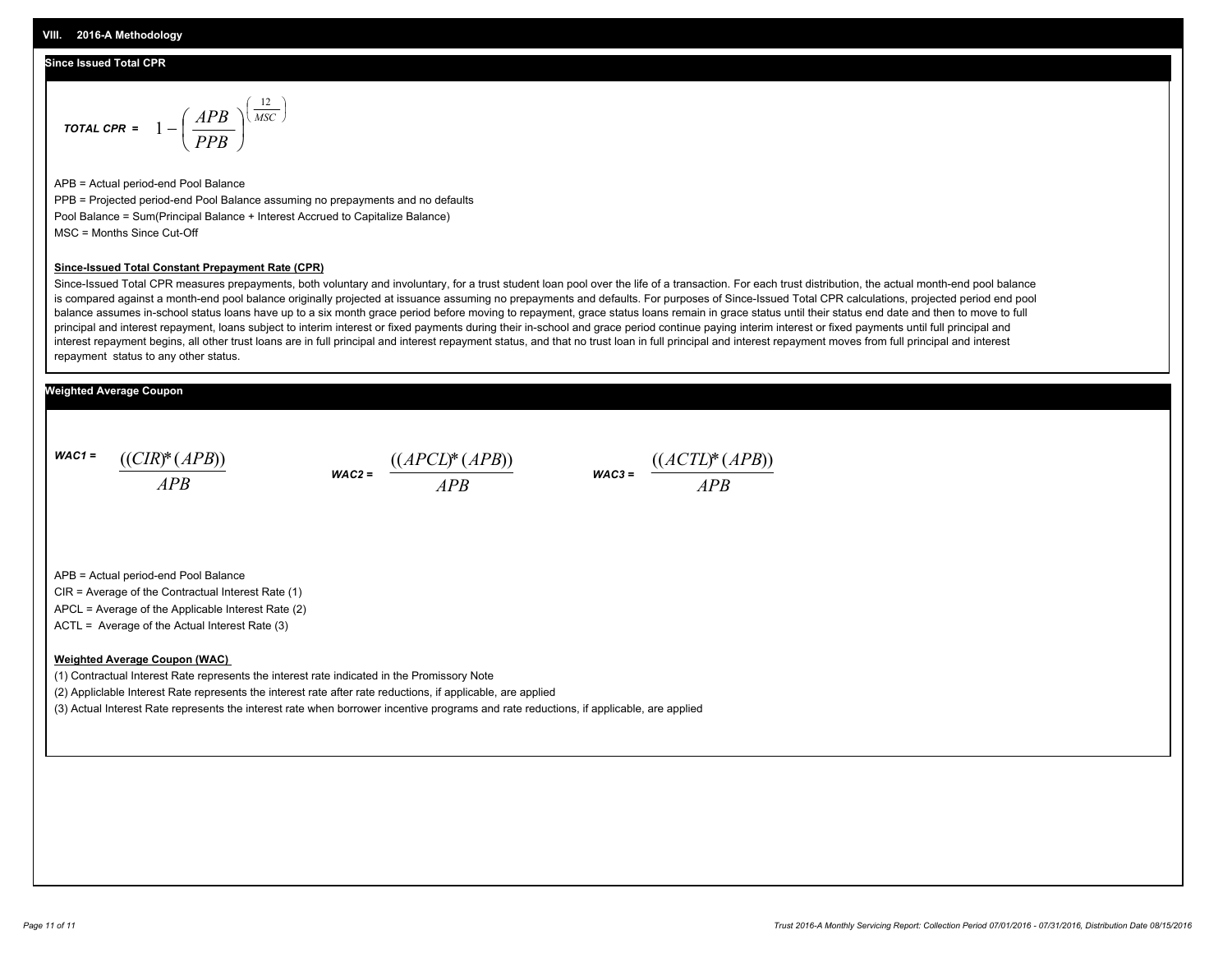## VIII. 2016-A Methodology

### Since Issued Total CPR

$$\textit{TOTAL CPR} = 1 - \left(\frac{APB}{PPB}\right)^{\left(\frac{12}{MSC}\right)}$$

APB = Actual period-end Pool Balance

PPB = Projected period-end Pool Balance assuming no prepayments and no defaults

Pool Balance = Sum(Principal Balance + Interest Accrued to Capitalize Balance)

MSC = Months Since Cut-Off

**Since-Issued Total Constant Prepayment Rate (CPR)**

Since-Issued Total CPR measures prepayments, both voluntary and involuntary, for a trust student loan pool over the life of a transaction. For each trust distribution, the actual month-end pool balance is compared against a month-end pool balance originally projected at issuance assuming no prepayments and defaults. For purposes of Since-Issued Total CPR calculations, projected period end pool balance assumes in-school status loans have up to a six month grace period before moving to repayment, grace status loans remain in grace status until their status end date and then to move to full principal and interest repayment, loans subject to interim interest or fixed payments during their in-school and grace period continue paying interim interest or fixed payments until full principal and interest repayment begins, all other trust loans are in full principal and interest repayment status, and that no trust loan in full principal and interest repayment moves from full principal and interest repayment status to any other status.

### Weighted Average Coupon

$$\textit{WAC1} = \frac{((CIR)*(APB))}{APB} \qquad \textit{WAC2} = \frac{((APCL)*(APB))}{APB} \qquad \textit{WAC3} = \frac{((ACTL)*(APB))}{APB}$$

APB = Actual period-end Pool Balance

CIR = Average of the Contractual Interest Rate (1)

APCL = Average of the Applicable Interest Rate (2)

ACTL = Average of the Actual Interest Rate (3)

**Weighted Average Coupon (WAC)**

(1) Contractual Interest Rate represents the interest rate indicated in the Promissory Note

(2) Appliclable Interest Rate represents the interest rate after rate reductions, if applicable, are applied

(3) Actual Interest Rate represents the interest rate when borrower incentive programs and rate reductions, if applicable, are applied